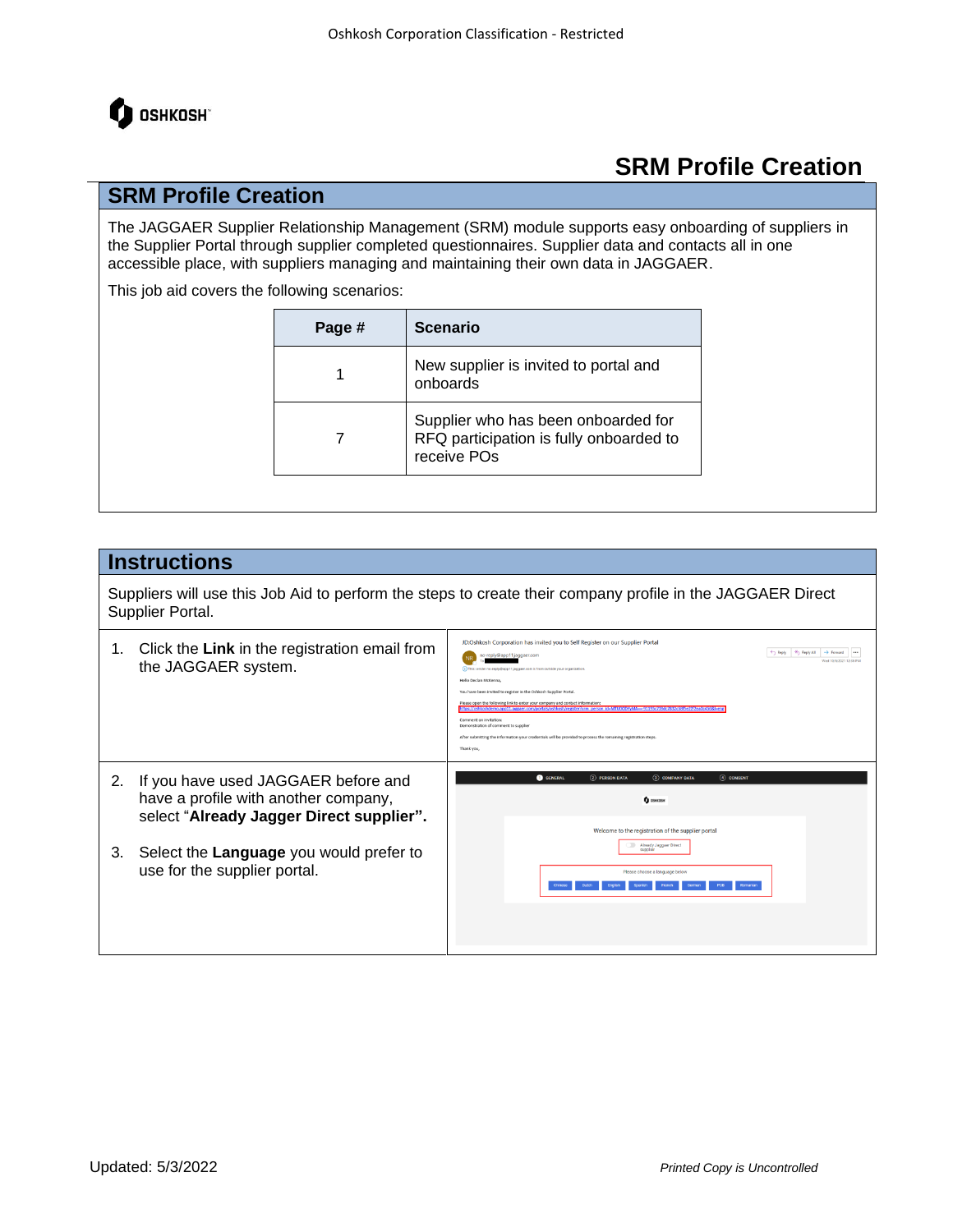# SRM Profile Creation

## SRM Profile Creation

The JAGGAER Supplier Relationship Management (SRM) module supports easy onboarding of suppliers in the Supplier Portal through supplier completed questionnaires. Supplier data and contacts all in one accessible place, with suppliers managing and maintaining their own data in JAGGAER.

This job aid covers the following scenarios:

| Page # | Scenario |
|---|---|
| 1 | New supplier is invited to portal and onboards |
| 7 | Supplier who has been onboarded for RFQ participation is fully onboarded to receive POs |

## Instructions

Suppliers will use this Job Aid to perform the steps to create their company profile in the JAGGAER Direct Supplier Portal.

1. Click the **Link** in the registration email from the JAGGAER system.

2. If you have used JAGGAER before and have a profile with another company, select "**Already Jagger Direct supplier".**

3. Select the **Language** you would prefer to use for the supplier portal.

Updated: 5/3/2022

*Printed Copy is Uncontrolled*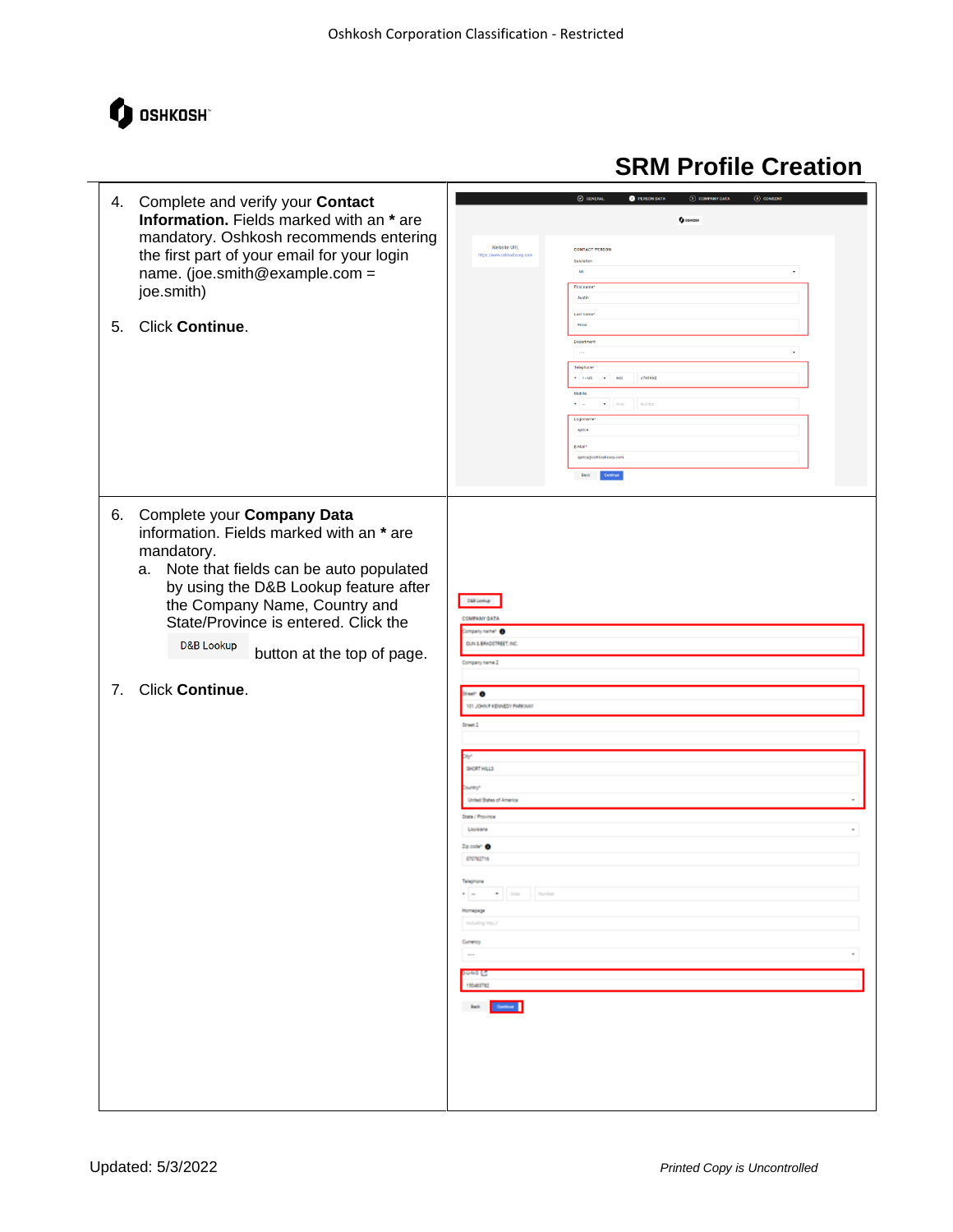# SRM Profile Creation

4. Complete and verify your **Contact Information.** Fields marked with an * are mandatory. Oshkosh recommends entering the first part of your email for your login name. (joe.smith@example.com = joe.smith)

5. Click **Continue**.

6. Complete your **Company Data** information. Fields marked with an * are mandatory.
   a. Note that fields can be auto populated by using the D&B Lookup feature after the Company Name, Country and State/Province is entered. Click the D&B Lookup button at the top of page.

7. Click **Continue**.

Updated: 5/3/2022

*Printed Copy is Uncontrolled*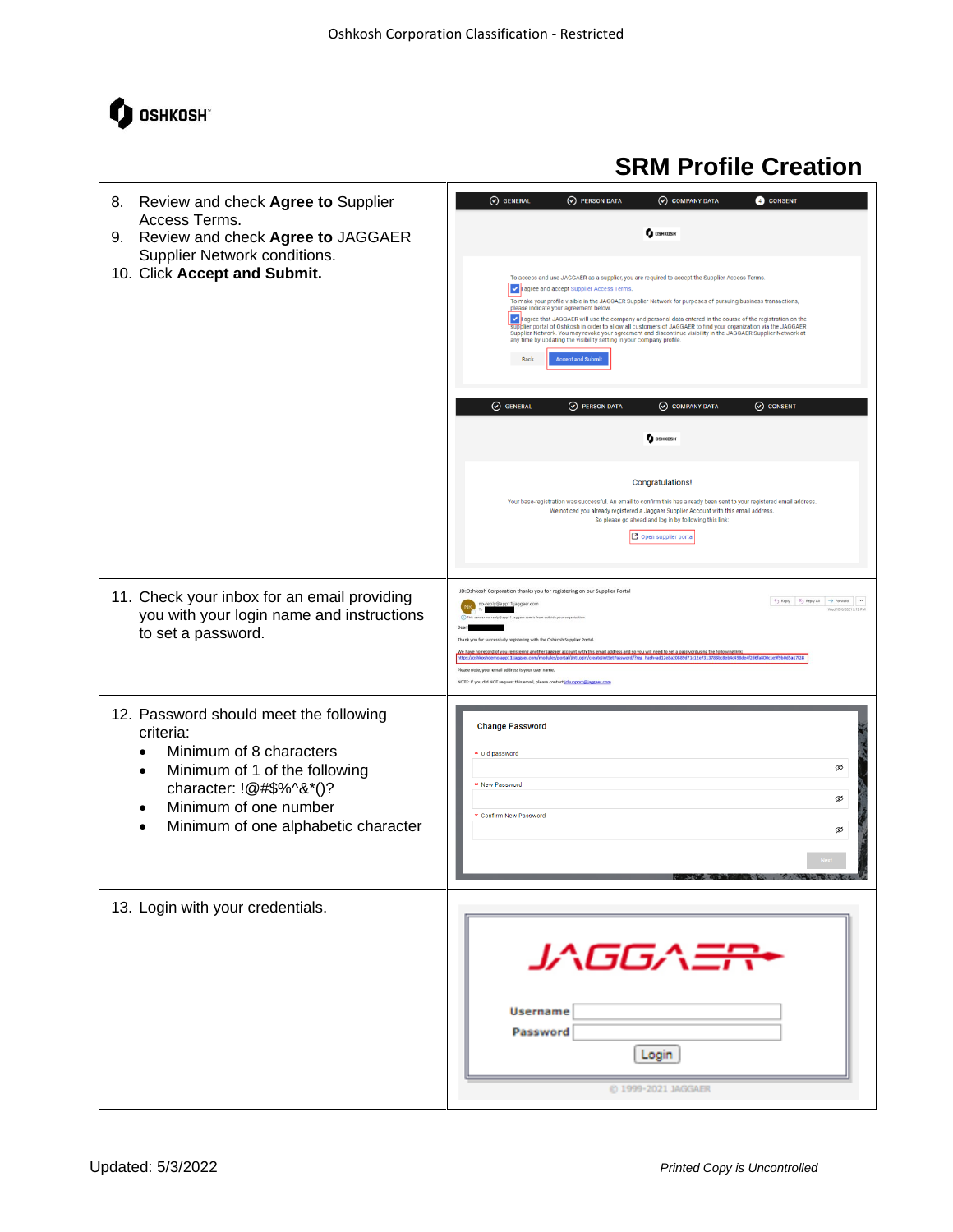# SRM Profile Creation

| | |
|---|---|
| 8. Review and check **Agree to** Supplier Access Terms.<br>9. Review and check **Agree to** JAGGAER Supplier Network conditions.<br>10. Click **Accept and Submit.** | |
| 11. Check your inbox for an email providing you with your login name and instructions to set a password. | |
| 12. Password should meet the following criteria:<br>• Minimum of 8 characters<br>• Minimum of 1 of the following character: !@#$%^&*()?<br>• Minimum of one number<br>• Minimum of one alphabetic character | |
| 13. Login with your credentials. | |

Updated: 5/3/2022

*Printed Copy is Uncontrolled*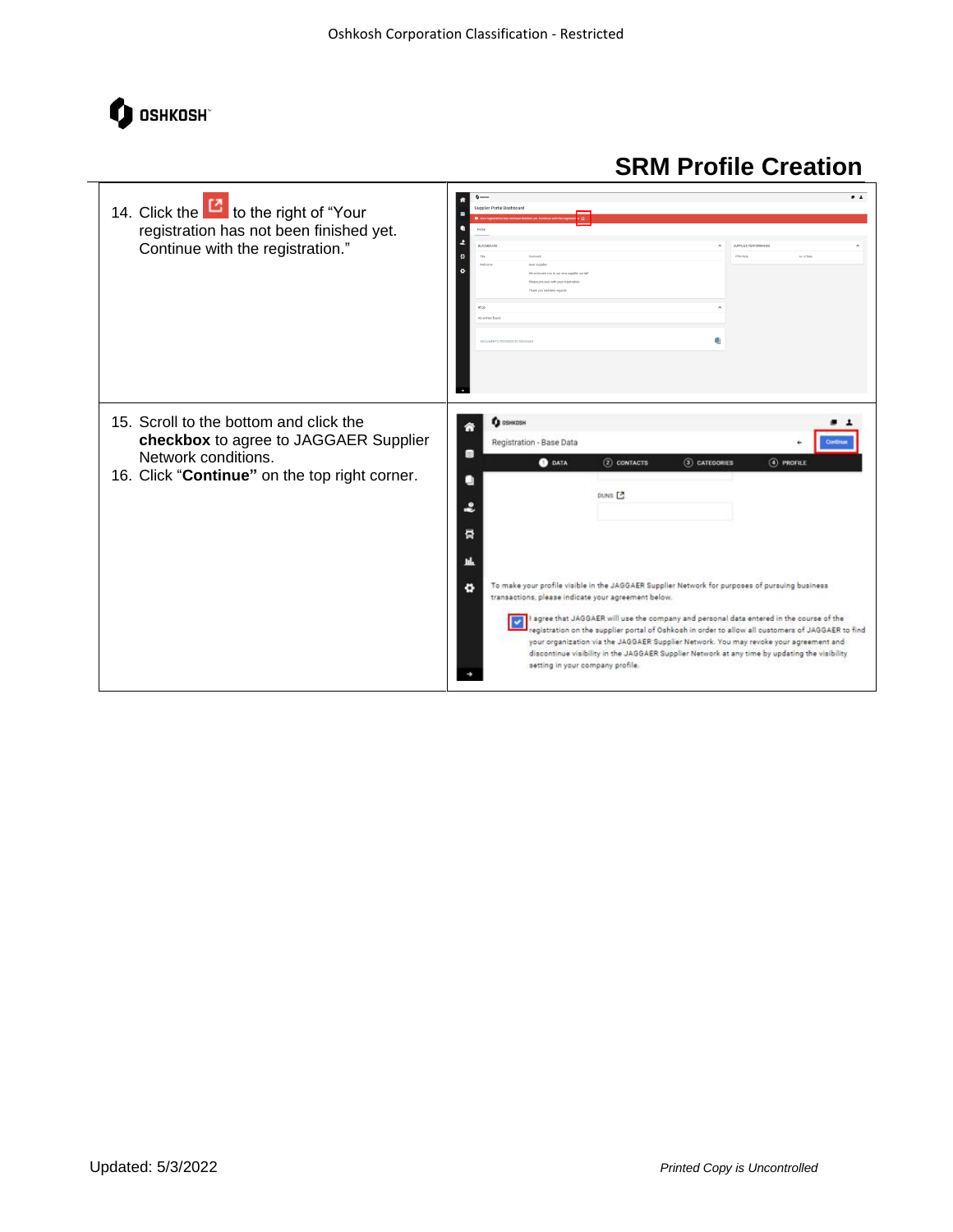# SRM Profile Creation

| | |
|---|---|
| 14. Click the [icon] to the right of "Your registration has not been finished yet. Continue with the registration." | |
| 15. Scroll to the bottom and click the **checkbox** to agree to JAGGAER Supplier Network conditions.<br>16. Click "**Continue"** on the top right corner. | |

Updated: 5/3/2022

*Printed Copy is Uncontrolled*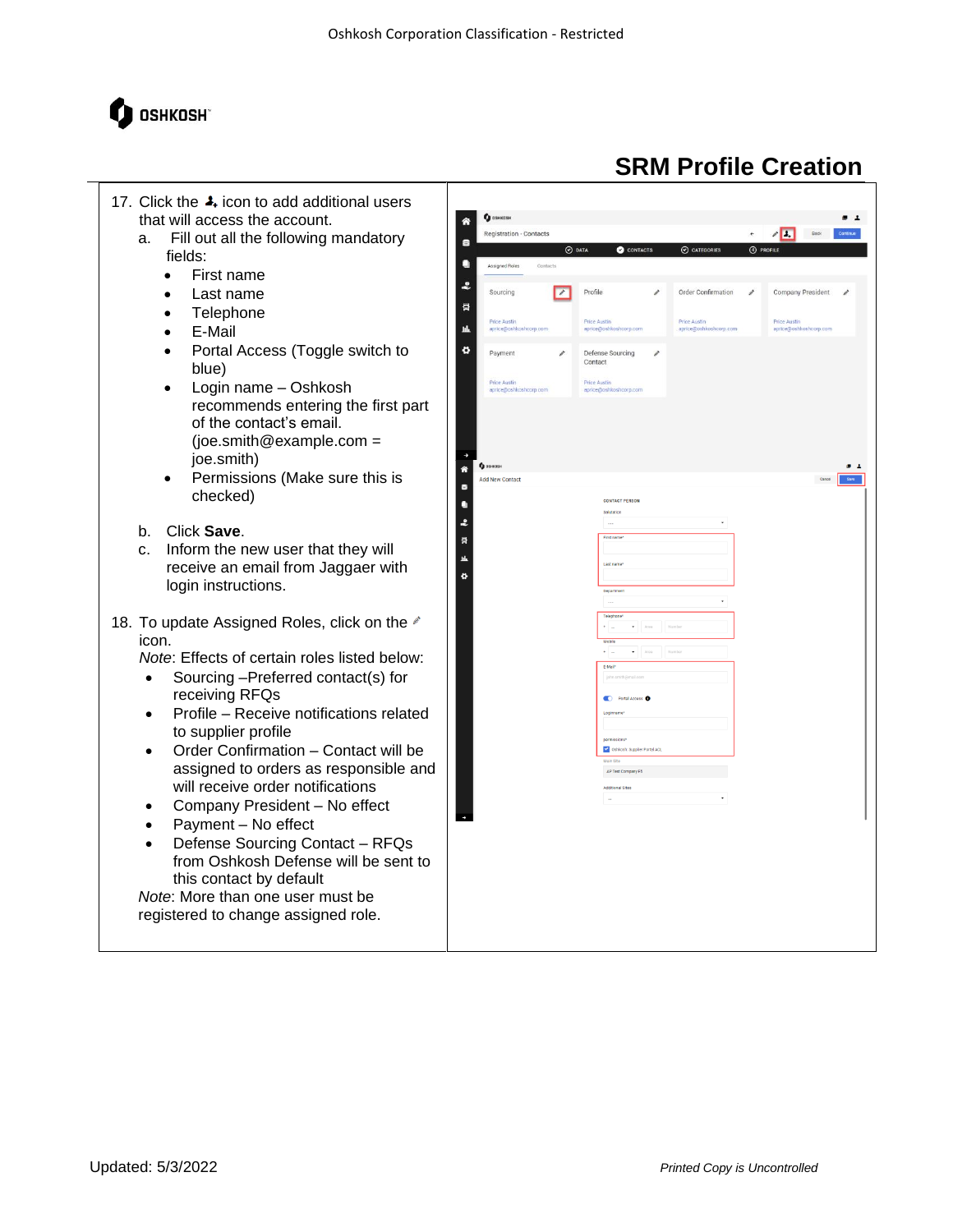# SRM Profile Creation

17. Click the icon to add additional users that will access the account.
    a. Fill out all the following mandatory fields:
        - First name
        - Last name
        - Telephone
        - E-Mail
        - Portal Access (Toggle switch to blue)
        - Login name – Oshkosh recommends entering the first part of the contact's email. (joe.smith@example.com = joe.smith)
        - Permissions (Make sure this is checked)
    b. Click **Save**.
    c. Inform the new user that they will receive an email from Jaggaer with login instructions.

18. To update Assigned Roles, click on the icon.
    *Note*: Effects of certain roles listed below:
    - Sourcing –Preferred contact(s) for receiving RFQs
    - Profile – Receive notifications related to supplier profile
    - Order Confirmation – Contact will be assigned to orders as responsible and will receive order notifications
    - Company President – No effect
    - Payment – No effect
    - Defense Sourcing Contact – RFQs from Oshkosh Defense will be sent to this contact by default

    *Note*: More than one user must be registered to change assigned role.

Updated: 5/3/2022

*Printed Copy is Uncontrolled*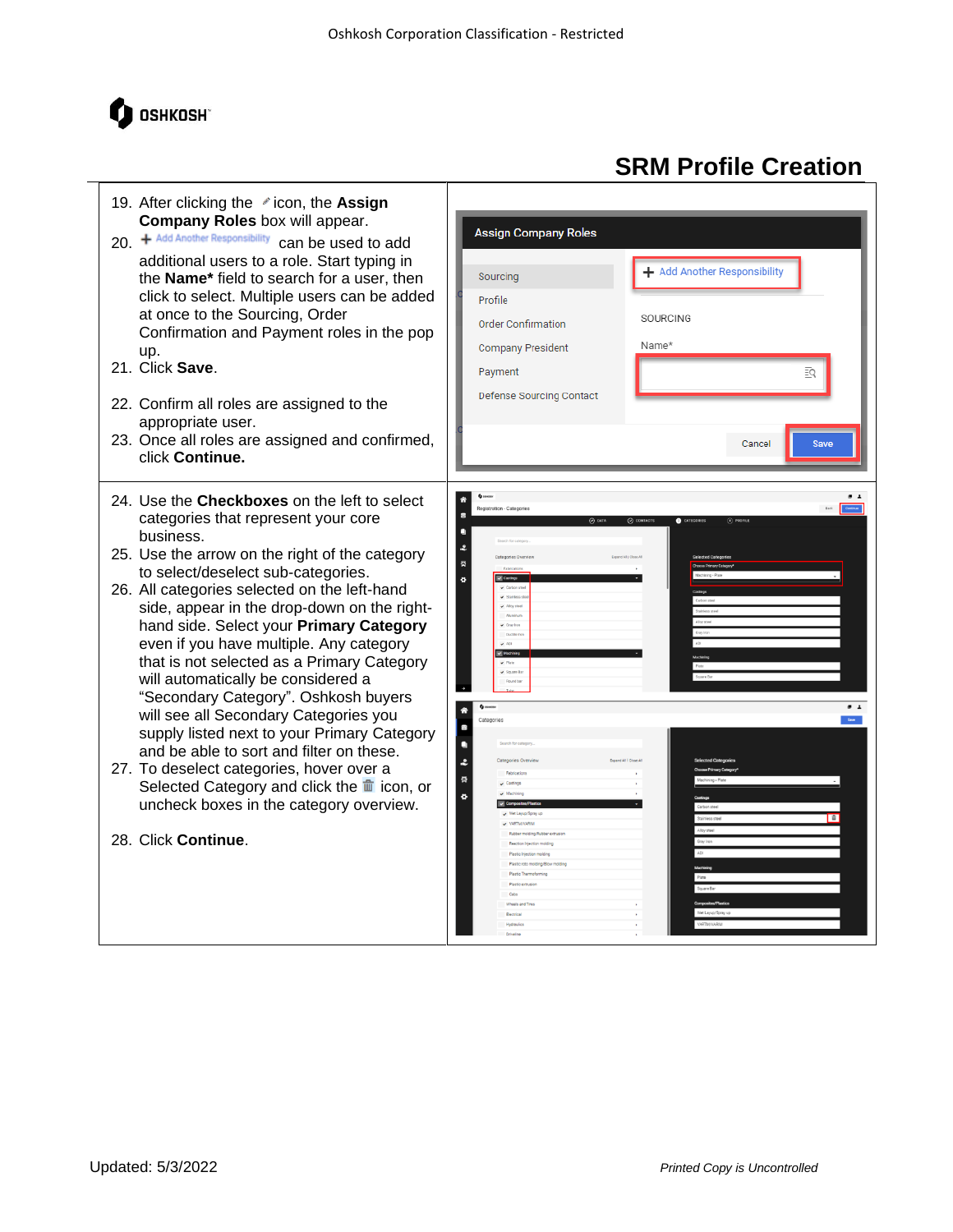# SRM Profile Creation

19. After clicking the ✎ icon, the **Assign Company Roles** box will appear.
20. + Add Another Responsibility can be used to add additional users to a role. Start typing in the **Name*** field to search for a user, then click to select. Multiple users can be added at once to the Sourcing, Order Confirmation and Payment roles in the pop up.
21. Click **Save**.
22. Confirm all roles are assigned to the appropriate user.
23. Once all roles are assigned and confirmed, click **Continue.**

24. Use the **Checkboxes** on the left to select categories that represent your core business.
25. Use the arrow on the right of the category to select/deselect sub-categories.
26. All categories selected on the left-hand side, appear in the drop-down on the right-hand side. Select your **Primary Category** even if you have multiple. Any category that is not selected as a Primary Category will automatically be considered a "Secondary Category". Oshkosh buyers will see all Secondary Categories you supply listed next to your Primary Category and be able to sort and filter on these.
27. To deselect categories, hover over a Selected Category and click the 🗑 icon, or uncheck boxes in the category overview.
28. Click **Continue**.

Updated: 5/3/2022

*Printed Copy is Uncontrolled*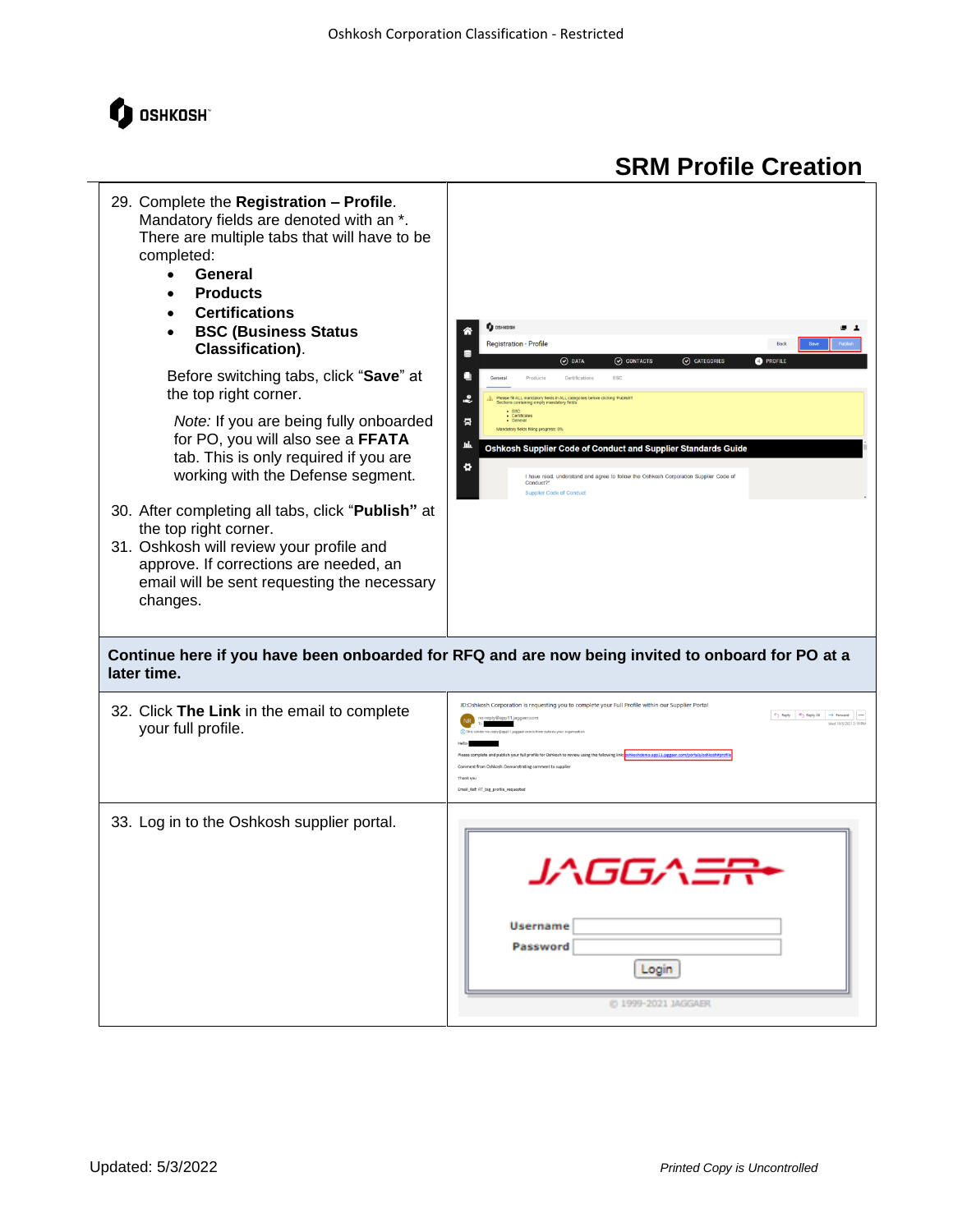# SRM Profile Creation

29. Complete the **Registration – Profile**. Mandatory fields are denoted with an *. There are multiple tabs that will have to be completed:
    - **General**
    - **Products**
    - **Certifications**
    - **BSC (Business Status Classification)**.

    Before switching tabs, click "**Save**" at the top right corner.

    *Note:* If you are being fully onboarded for PO, you will also see a **FFATA** tab. This is only required if you are working with the Defense segment.

30. After completing all tabs, click "**Publish"** at the top right corner.
31. Oshkosh will review your profile and approve. If corrections are needed, an email will be sent requesting the necessary changes.

**Continue here if you have been onboarded for RFQ and are now being invited to onboard for PO at a later time.**

32. Click **The Link** in the email to complete your full profile.
33. Log in to the Oshkosh supplier portal.

Updated: 5/3/2022

*Printed Copy is Uncontrolled*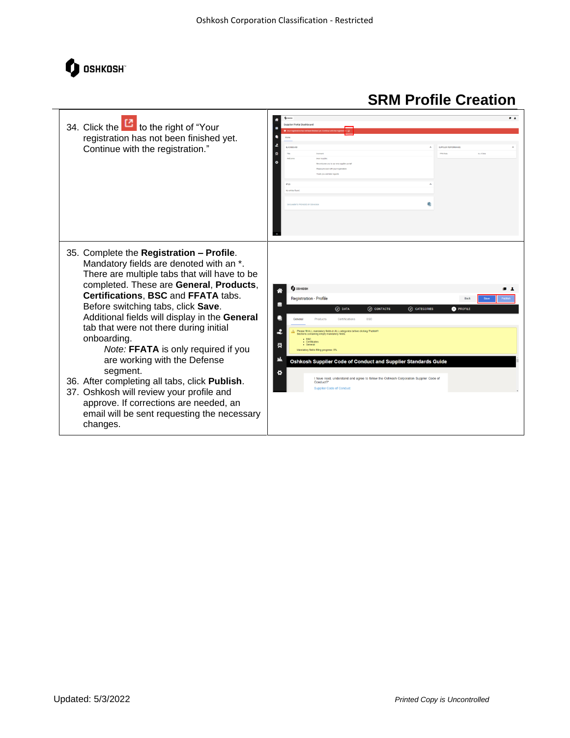# SRM Profile Creation

| | |
|---|---|
| 34. Click the [icon] to the right of “Your registration has not been finished yet. Continue with the registration.” | |
| 35. Complete the **Registration – Profile**. Mandatory fields are denoted with an *. There are multiple tabs that will have to be completed. These are **General**, **Products**, **Certifications**, **BSC** and **FFATA** tabs. Before switching tabs, click **Save**. Additional fields will display in the **General** tab that were not there during initial onboarding. *Note:* **FFATA** is only required if you are working with the Defense segment.<br>36. After completing all tabs, click **Publish**.<br>37. Oshkosh will review your profile and approve. If corrections are needed, an email will be sent requesting the necessary changes. | |

Updated: 5/3/2022

*Printed Copy is Uncontrolled*